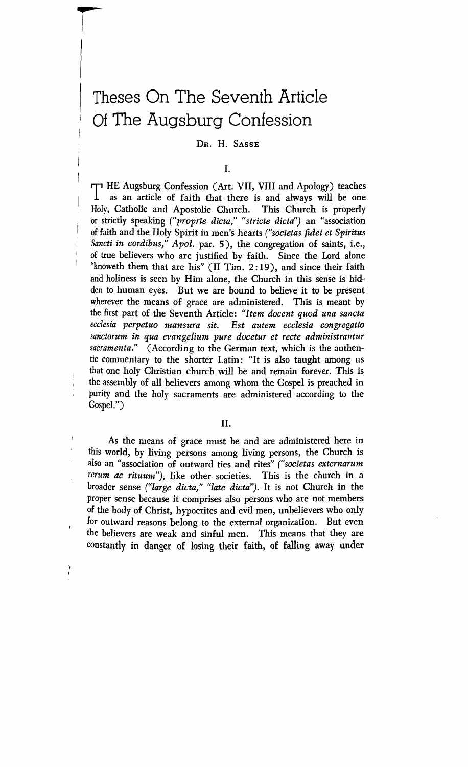# Theses On The Seventh Article Of The Augsburg Confession

DR. H. SASSE

## I.

THE Augsburg Confession (Art. VII, VIII and Apology) teaches as an article of faith that there is and always will be one Holy, Catholic and Apostolic Church. This Church is properly or strictly speaking (*"proprie dicta," "stricte dicta"*) an "association of faith and the Holy Spirit in men's hearts (*"societas fidei et Spiritus Sancti in cordibus," Apol.* par. 5), the congregation of saints, i.e., of true believers who are justified by faith. Since the Lord alone "knoweth them that are his" (II Tim. 2:19), and since their faith and holiness is seen by Him alone, the Church in this sense is hidden to human eyes. But we are bound to believe it to be present wherever the means of grace are administered. This is meant by the first part of the Seventh Article: *"Item docent quod una sancta ecclesia perpetuo mansura sit. Est autem ecclesia congregatio sanctorum in qua evangelium pure docetur et recte administrantur sacramenta."* (According to the German text, which is the authentic commentary to the shorter Latin: "It is also taught among us that one holy Christian church will be and remain forever. This is the assembly of all believers among whom the Gospel is preached in purity and the holy sacraments are administered according to the Gospel.")

## II.

As the means of grace must be and are administered here in this world, by living persons among living persons, the Church is also an "association of outward ties and rites" (*"societas externarum rerum ac rituum"*), like other societies. This is the church in a broader sense (*"large dicta," "late dicta"*). It is not Church in the proper sense because it comprises also persons who are not members of the body of Christ, hypocrites and evil men, unbelievers who only for outward reasons belong to the external organization. But even the believers are weak and sinful men. This means that they are constantly in danger of losing their faith, of falling away under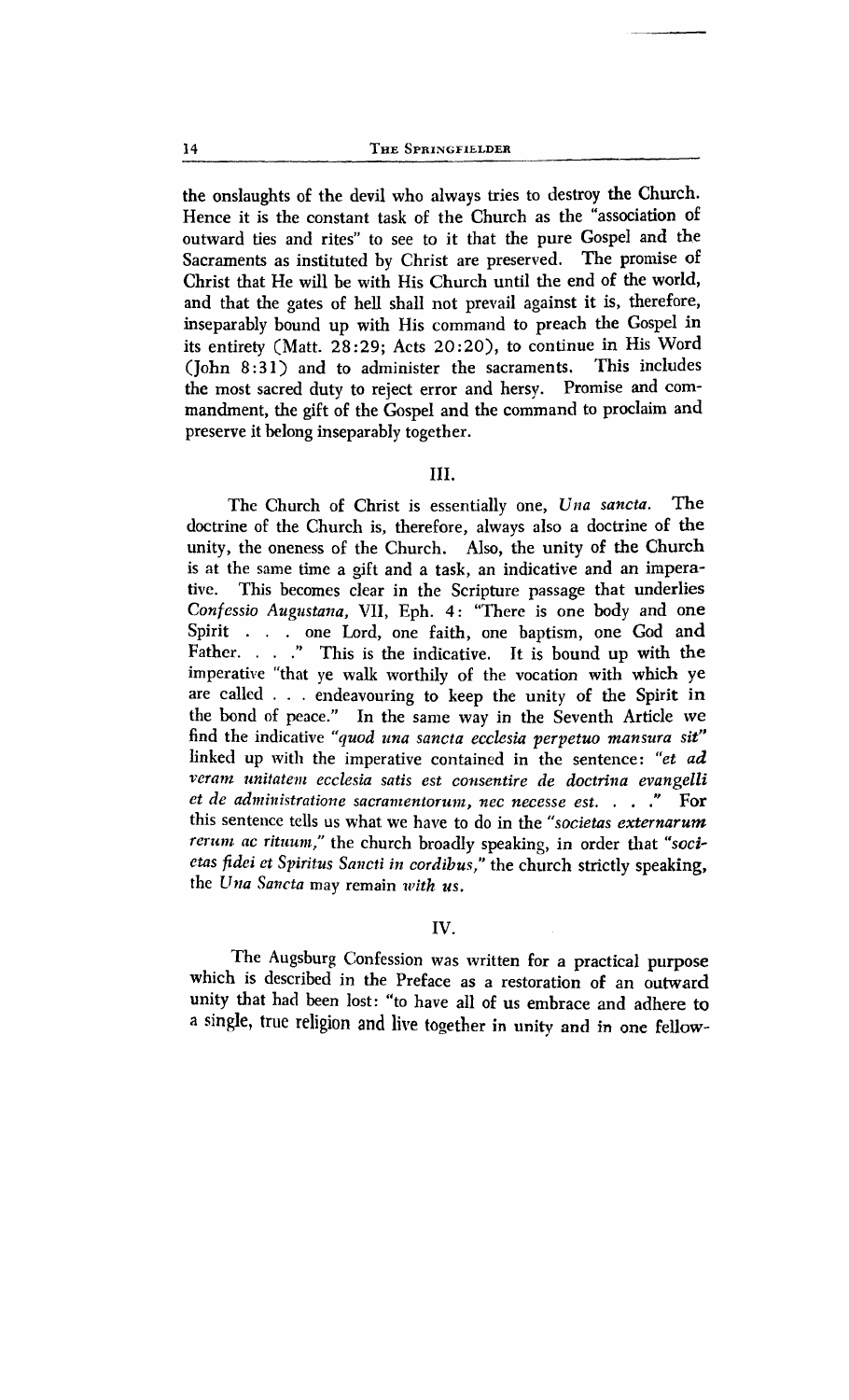the onslaughts of the devil who always tries to destroy the Church. Hence it is the constant task of the Church as the "association of outward ties and rites" to see to it that the pure Gospel and the Sacraments as instituted by Christ are preserved. The promise of Christ that He will be with His Church until the end of the world, and that the gates of hell shall not prevail against it is, therefore, inseparably bound up with His command to preach the Gospel in its entirety (Matt. 28:29; Acts 20:20), to continue in His Word (John 8:31) and to administer the sacraments. This includes the most sacred duty to reject error and hersy. Promise and commandment, the gift of the Gospel and the command to proclaim and preserve it belong inseparably together.

## III.

The Church of Christ is essentially one, *Una sancta.* The doctrine of the Church is, therefore, always also a doctrine of the unity, the oneness of the Church. Also, the unity of the Church is at the same time a gift and a task, an indicative and an imperative. This becomes clear in the Scripture passage that underlies *Confessio Augustana,* VII, Eph. 4: "There is one body and one Spirit . . . one Lord, one faith, one baptism, one God and Father. . . ." This is the indicative. It is bound up with the imperative "that ye walk worthily of the vocation with which ye are called . . . endeavouring to keep the unity of the Spirit in the bond of peace." In the same way in the Seventh Article we find the indicative *"quod una sancta ecclesia perpetuo mansura sit"* linked up with the imperative contained in the sentence: *"et ad veram unitatem ecclesia satis est consentire de doctrina evangelli et de administratione sacramentorum, nec necesse est. . . ."* For this sentence tells us what we have to do in the *"societas externarum rerum ac rituum,"* the church broadly speaking, in order that *"societas fidei et Spiritus Sancti in cordibus,"* the church strictly speaking, the *Una Sancta* may remain *with us.*

## IV.

The Augsburg Confession was written for a practical purpose which is described in the Preface as a restoration of an outward unity that had been lost: "to have all of us embrace and adhere to a single, true religion and live together in unity and in one fellow-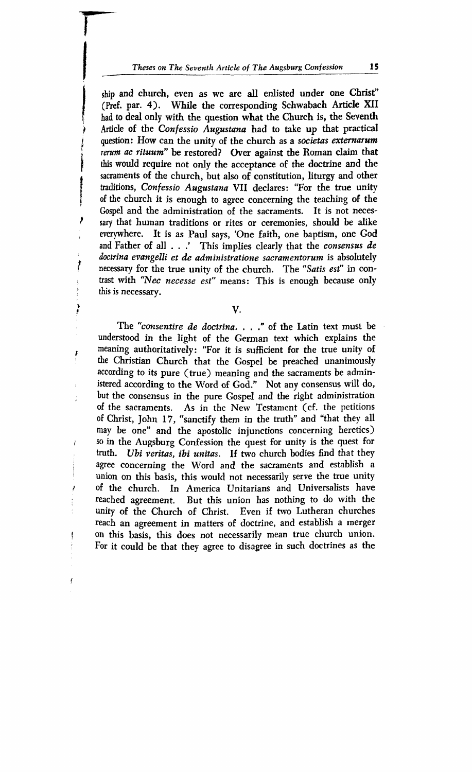ship and church, even as we are all enlisted under one Christ" (Pref. par. 4). While the corresponding Schwabach Article XII had to deal only with the question what the Church is, the Seventh Article of the *Confessio Augustana* had to take up that practical question: How can the unity of the church as a *societas externarum rerum ac rituum*" be restored? Over against the Roman claim that this would require not only the acceptance of the doctrine and the sacraments of the church, but also of constitution, liturgy and other traditions, *Confessio Augustana* VII declares: "For the true unity of the church it is enough to agree concerning the teaching of the Gospel and the administration of the sacraments. It is not necessary that human traditions or rites or ceremonies, should be alike everywhere. It is as Paul says, 'One faith, one baptism, one God and Father of all . . .' This implies clearly that the *consensus de doctrina evangelli et de administratione sacramentorum* is absolutely necessary for the true unity of the church. The *"Satis est"* in contrast with *"Nec necesse est"* means: This is enough because only this is necessary.

## V.

The *"consentire de doctrina. . . ."* of the Latin text must be understood in the light of the German text which explains the meaning authoritatively: "For it is sufficient for the true unity of the Christian Church that the Gospel be preached unanimously according to its pure (true) meaning and the sacraments be administered according to the Word of God." Not any consensus will do, but the consensus in the pure Gospel and the right administration of the sacraments. As in the New Testament (cf. the petitions of Christ, John 17, "sanctify them in the truth" and "that they all may be one" and the apostolic injunctions concerning heretics) so in the Augsburg Confession the quest for unity is the quest for truth. *Ubi veritas, ibi unitas.* If two church bodies find that they agree concerning the Word and the sacraments and establish a union on this basis, this would not necessarily serve the true unity of the church. In America Unitarians and Universalists have reached agreement. But this union has nothing to do with the unity of the Church of Christ. Even if two Lutheran churches reach an agreement in matters of doctrine, and establish a merger on this basis, this does not necessarily mean true church union. For it could be that they agree to disagree in such doctrines as the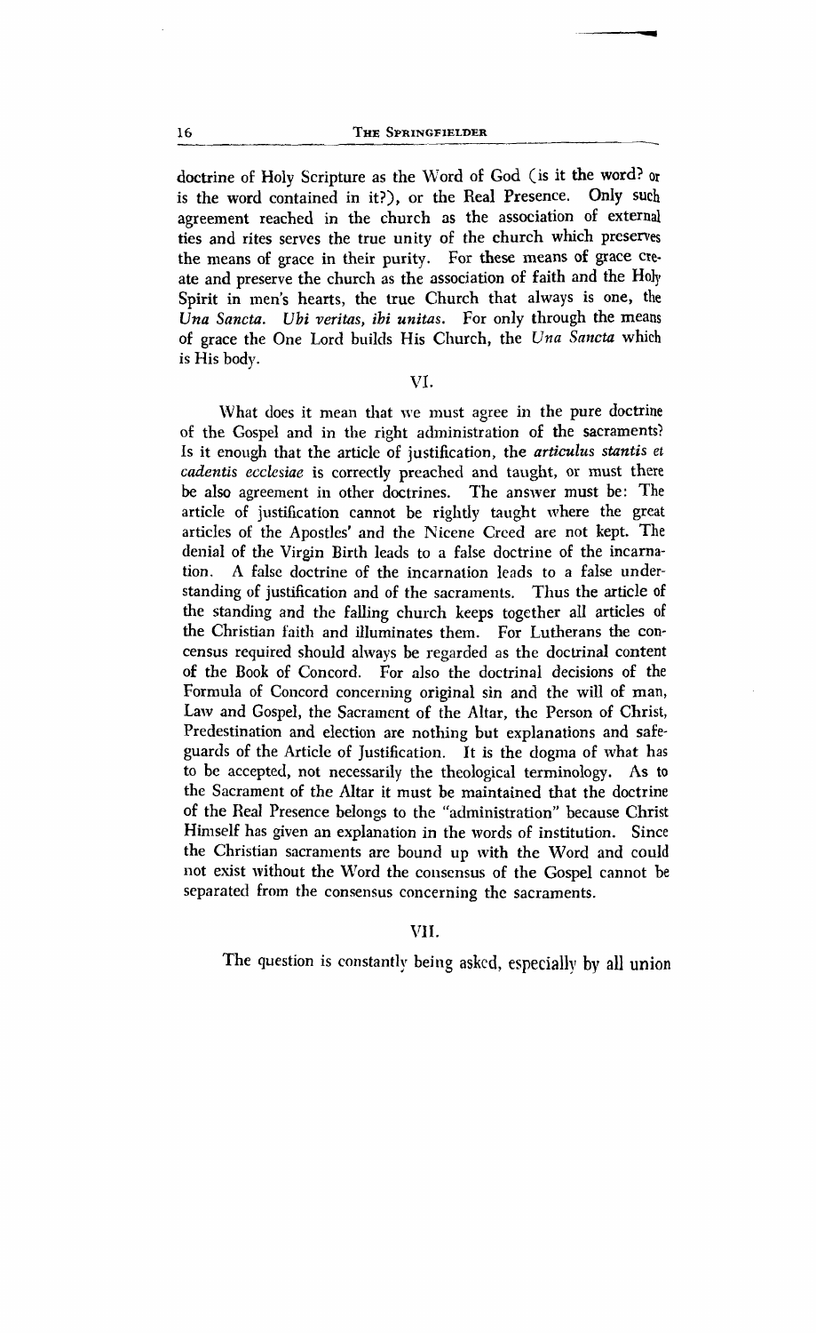doctrine of Holy Scripture as the Word of God (is it the word? or is the word contained in it?), or the Real Presence. Only such agreement reached in the church as the association of external ties and rites serves the true unity of the church which preserves the means of grace in their purity. For these means of grace create and preserve the church as the association of faith and the Holy Spirit in men's hearts, the true Church that always is one, the *Una Sancta*. *Ubi veritas, ibi unitas.* For only through the means of grace the One Lord builds His Church, the *Una Sancta* which is His body.

## VI.

What does it mean that we must agree in the pure doctrine of the Gospel and in the right administration of the sacraments? Is it enough that the article of justification, the *articulus stantis et cadentis ecclesiae* is correctly preached and taught, or must there be also agreement in other doctrines. The answer must be: The article of justification cannot be rightly taught where the great articles of the Apostles' and the Nicene Creed are not kept. The denial of the Virgin Birth leads to a false doctrine of the incarnation. A false doctrine of the incarnation leads to a false understanding of justification and of the sacraments. Thus the article of the standing and the falling church keeps together all articles of the Christian faith and illuminates them. For Lutherans the consensus required should always be regarded as the doctrinal content of the Book of Concord. For also the doctrinal decisions of the Formula of Concord concerning original sin and the will of man, Law and Gospel, the Sacrament of the Altar, the Person of Christ, Predestination and election are nothing but explanations and safeguards of the Article of Justification. It is the dogma of what has to be accepted, not necessarily the theological terminology. As to the Sacrament of the Altar it must be maintained that the doctrine of the Real Presence belongs to the "administration" because Christ Himself has given an explanation in the words of institution. Since the Christian sacraments are bound up with the Word and could not exist without the Word the consensus of the Gospel cannot be separated from the consensus concerning the sacraments.

## VII.

The question is constantly being asked, especially by all union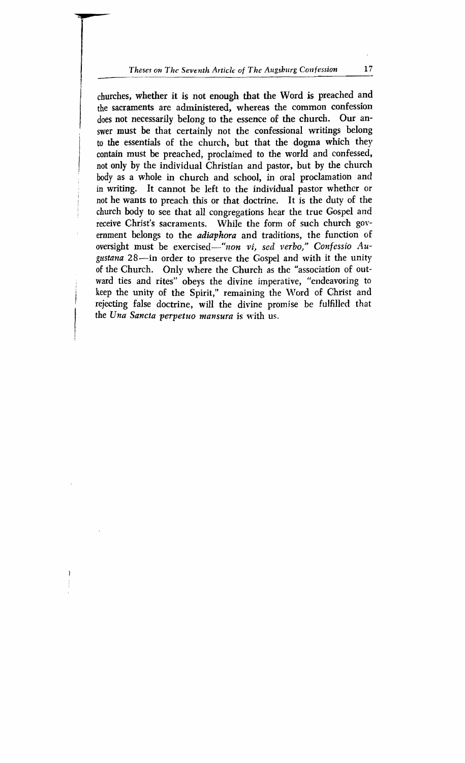churches, whether it is not enough that the Word is preached and the sacraments are administered, whereas the common confession does not necessarily belong to the essence of the church. Our answer must be that certainly not the confessional writings belong to the essentials of the church, but that the dogma which they contain must be preached, proclaimed to the world and confessed, not only by the individual Christian and pastor, but by the church body as a whole in church and school, in oral proclamation and in writing. It cannot be left to the individual pastor whether or not he wants to preach this or that doctrine. It is the duty of the church body to see that all congregations hear the true Gospel and receive Christ's sacraments. While the form of such church government belongs to the *adiaphora* and traditions, the function of oversight must be exercised—*"non vi, sed verbo," Confessio Augustana* 28—in order to preserve the Gospel and with it the unity of the Church. Only where the Church as the "association of outward ties and rites" obeys the divine imperative, "endeavoring to keep the unity of the Spirit," remaining the Word of Christ and rejecting false doctrine, will the divine promise be fulfilled that the *Una Sancta perpetuo mansura* is with us.